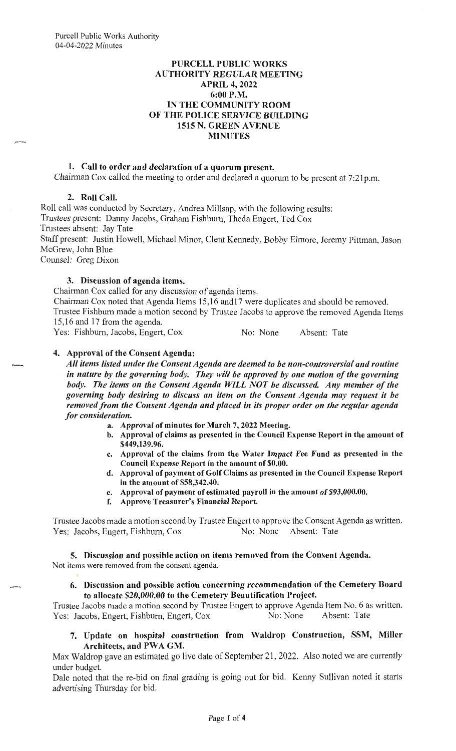# PURCELL PUBLIC WORKS AUTHORITY REGULAR MEETING
## APRIL 4, 2022
## 6:00 P.M.
## IN THE COMMUNITY ROOM OF THE POLICE SERVICE BUILDING
## 1515 N. GREEN AVENUE
## MINUTES

**1. Call to order and declaration of a quorum present.**

Chairman Cox called the meeting to order and declared a quorum to be present at 7:21p.m.

**2. Roll Call.**

Roll call was conducted by Secretary, Andrea Millsap, with the following results:
Trustees present: Danny Jacobs, Graham Fishburn, Theda Engert, Ted Cox
Trustees absent: Jay Tate
Staff present: Justin Howell, Michael Minor, Clent Kennedy, Bobby Elmore, Jeremy Pittman, Jason McGrew, John Blue
Counsel: Greg Dixon

**3. Discussion of agenda items.**

Chairman Cox called for any discussion of agenda items.
Chairman Cox noted that Agenda Items 15,16 and17 were duplicates and should be removed.
Trustee Fishburn made a motion second by Trustee Jacobs to approve the removed Agenda Items 15,16 and 17 from the agenda.
Yes: Fishburn, Jacobs, Engert, Cox     No: None     Absent: Tate

**4. Approval of the Consent Agenda:**

***All items listed under the Consent Agenda are deemed to be non-controversial and routine in nature by the governing body. They will be approved by one motion of the governing body. The items on the Consent Agenda WILL NOT be discussed. Any member of the governing body desiring to discuss an item on the Consent Agenda may request it be removed from the Consent Agenda and placed in its proper order on the regular agenda for consideration.***

- **a. Approval of minutes for March 7, 2022 Meeting.**
- **b. Approval of claims as presented in the Council Expense Report in the amount of $449,139.96.**
- **c. Approval of the claims from the Water Impact Fee Fund as presented in the Council Expense Report in the amount of $0.00.**
- **d. Approval of payment of Golf Claims as presented in the Council Expense Report in the amount of $58,342.40.**
- **e. Approval of payment of estimated payroll in the amount of $93,000.00.**
- **f. Approve Treasurer's Financial Report.**

Trustee Jacobs made a motion second by Trustee Engert to approve the Consent Agenda as written.
Yes: Jacobs, Engert, Fishburn, Cox     No: None     Absent: Tate

**5. Discussion and possible action on items removed from the Consent Agenda.**

Not items were removed from the consent agenda.

**6. Discussion and possible action concerning recommendation of the Cemetery Board to allocate $20,000.00 to the Cemetery Beautification Project.**

Trustee Jacobs made a motion second by Trustee Engert to approve Agenda Item No. 6 as written.
Yes: Jacobs, Engert, Fishburn, Engert, Cox     No: None     Absent: Tate

**7. Update on hospital construction from Waldrop Construction, SSM, Miller Architects, and PWA GM.**

Max Waldrop gave an estimated go live date of September 21, 2022. Also noted we are currently under budget.
Dale noted that the re-bid on final grading is going out for bid. Kenny Sullivan noted it starts advertising Thursday for bid.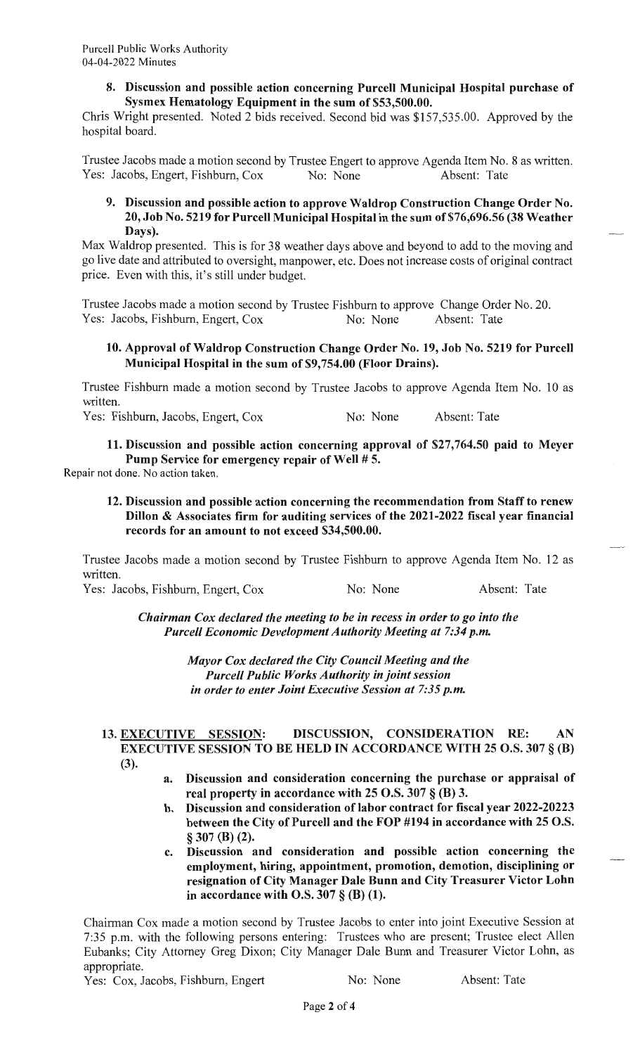**8. Discussion and possible action concerning Purcell Municipal Hospital purchase of Sysmex Hematology Equipment in the sum of $53,500.00.**

Chris Wright presented. Noted 2 bids received. Second bid was $157,535.00. Approved by the hospital board.

Trustee Jacobs made a motion second by Trustee Engert to approve Agenda Item No. 8 as written.
Yes: Jacobs, Engert, Fishburn, Cox No: None Absent: Tate

**9. Discussion and possible action to approve Waldrop Construction Change Order No. 20, Job No. 5219 for Purcell Municipal Hospital in the sum of $76,696.56 (38 Weather Days).**

Max Waldrop presented. This is for 38 weather days above and beyond to add to the moving and go live date and attributed to oversight, manpower, etc. Does not increase costs of original contract price. Even with this, it's still under budget.

Trustee Jacobs made a motion second by Trustee Fishburn to approve Change Order No. 20.
Yes: Jacobs, Fishburn, Engert, Cox No: None Absent: Tate

**10. Approval of Waldrop Construction Change Order No. 19, Job No. 5219 for Purcell Municipal Hospital in the sum of $9,754.00 (Floor Drains).**

Trustee Fishburn made a motion second by Trustee Jacobs to approve Agenda Item No. 10 as written.
Yes: Fishburn, Jacobs, Engert, Cox No: None Absent: Tate

**11. Discussion and possible action concerning approval of $27,764.50 paid to Meyer Pump Service for emergency repair of Well # 5.**

Repair not done. No action taken.

**12. Discussion and possible action concerning the recommendation from Staff to renew Dillon & Associates firm for auditing services of the 2021-2022 fiscal year financial records for an amount to not exceed $34,500.00.**

Trustee Jacobs made a motion second by Trustee Fishburn to approve Agenda Item No. 12 as written.
Yes: Jacobs, Fishburn, Engert, Cox No: None Absent: Tate

***Chairman Cox declared the meeting to be in recess in order to go into the Purcell Economic Development Authority Meeting at 7:34 p.m.***

***Mayor Cox declared the City Council Meeting and the Purcell Public Works Authority in joint session in order to enter Joint Executive Session at 7:35 p.m.***

**13. EXECUTIVE SESSION: DISCUSSION, CONSIDERATION RE: AN EXECUTIVE SESSION TO BE HELD IN ACCORDANCE WITH 25 O.S. 307 § (B) (3).**

- **a. Discussion and consideration concerning the purchase or appraisal of real property in accordance with 25 O.S. 307 § (B) 3.**
- **b. Discussion and consideration of labor contract for fiscal year 2022-20223 between the City of Purcell and the FOP #194 in accordance with 25 O.S. § 307 (B) (2).**
- **c. Discussion and consideration and possible action concerning the employment, hiring, appointment, promotion, demotion, disciplining or resignation of City Manager Dale Bunn and City Treasurer Victor Lohn in accordance with O.S. 307 § (B) (1).**

Chairman Cox made a motion second by Trustee Jacobs to enter into joint Executive Session at 7:35 p.m. with the following persons entering: Trustees who are present; Trustee elect Allen Eubanks; City Attorney Greg Dixon; City Manager Dale Bunn and Treasurer Victor Lohn, as appropriate.
Yes: Cox, Jacobs, Fishburn, Engert No: None Absent: Tate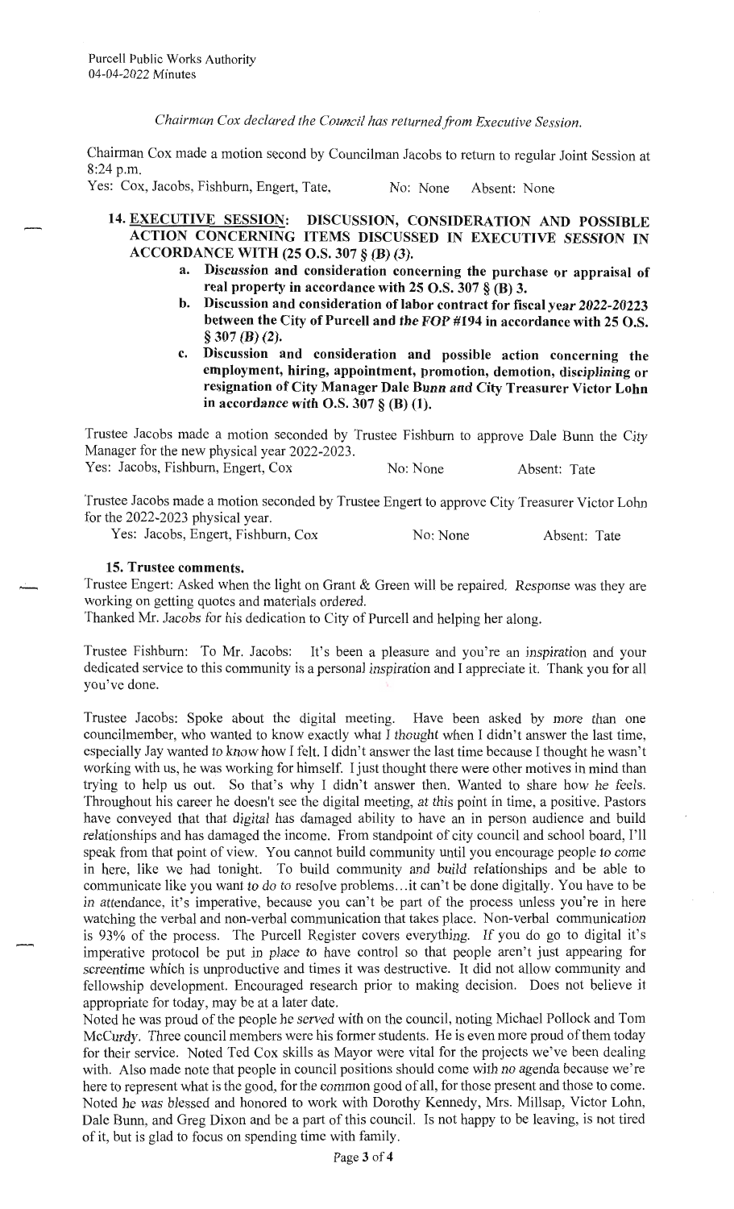*Chairman Cox declared the Council has returned from Executive Session.*

Chairman Cox made a motion second by Councilman Jacobs to return to regular Joint Session at 8:24 p.m.

Yes: Cox, Jacobs, Fishburn, Engert, Tate, No: None Absent: None

**14. EXECUTIVE SESSION: DISCUSSION, CONSIDERATION AND POSSIBLE ACTION CONCERNING ITEMS DISCUSSED IN EXECUTIVE SESSION IN ACCORDANCE WITH (25 O.S. 307 § (B) (3).**

- **a. Discussion and consideration concerning the purchase or appraisal of real property in accordance with 25 O.S. 307 § (B) 3.**
- **b. Discussion and consideration of labor contract for fiscal year 2022-20223 between the City of Purcell and the FOP #194 in accordance with 25 O.S. § 307 (B) (2).**
- **c. Discussion and consideration and possible action concerning the employment, hiring, appointment, promotion, demotion, disciplining or resignation of City Manager Dale Bunn and City Treasurer Victor Lohn in accordance with O.S. 307 § (B) (1).**

Trustee Jacobs made a motion seconded by Trustee Fishburn to approve Dale Bunn the City Manager for the new physical year 2022-2023.

Yes: Jacobs, Fishburn, Engert, Cox No: None Absent: Tate

Trustee Jacobs made a motion seconded by Trustee Engert to approve City Treasurer Victor Lohn for the 2022-2023 physical year.

Yes: Jacobs, Engert, Fishburn, Cox No: None Absent: Tate

**15. Trustee comments.**

Trustee Engert: Asked when the light on Grant & Green will be repaired. Response was they are working on getting quotes and materials ordered.
Thanked Mr. Jacobs for his dedication to City of Purcell and helping her along.

Trustee Fishburn: To Mr. Jacobs: It's been a pleasure and you're an inspiration and your dedicated service to this community is a personal inspiration and I appreciate it. Thank you for all you've done.

Trustee Jacobs: Spoke about the digital meeting. Have been asked by more than one councilmember, who wanted to know exactly what I thought when I didn't answer the last time, especially Jay wanted to know how I felt. I didn't answer the last time because I thought he wasn't working with us, he was working for himself. I just thought there were other motives in mind than trying to help us out. So that's why I didn't answer then. Wanted to share how he feels. Throughout his career he doesn't see the digital meeting, at this point in time, a positive. Pastors have conveyed that that digital has damaged ability to have an in person audience and build relationships and has damaged the income. From standpoint of city council and school board, I'll speak from that point of view. You cannot build community until you encourage people to come in here, like we had tonight. To build community and build relationships and be able to communicate like you want to do to resolve problems…it can't be done digitally. You have to be in attendance, it's imperative, because you can't be part of the process unless you're in here watching the verbal and non-verbal communication that takes place. Non-verbal communication is 93% of the process. The Purcell Register covers everything. If you do go to digital it's imperative protocol be put in place to have control so that people aren't just appearing for screentime which is unproductive and times it was destructive. It did not allow community and fellowship development. Encouraged research prior to making decision. Does not believe it appropriate for today, may be at a later date.
Noted he was proud of the people he served with on the council, noting Michael Pollock and Tom McCurdy. Three council members were his former students. He is even more proud of them today for their service. Noted Ted Cox skills as Mayor were vital for the projects we've been dealing with. Also made note that people in council positions should come with no agenda because we're here to represent what is the good, for the common good of all, for those present and those to come. Noted he was blessed and honored to work with Dorothy Kennedy, Mrs. Millsap, Victor Lohn, Dale Bunn, and Greg Dixon and be a part of this council. Is not happy to be leaving, is not tired of it, but is glad to focus on spending time with family.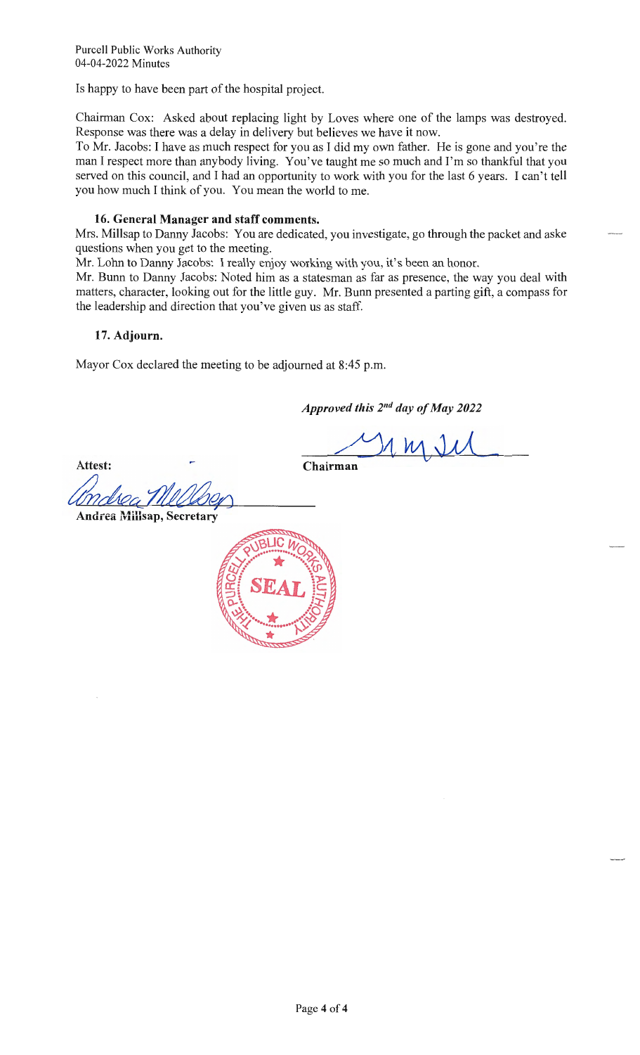Is happy to have been part of the hospital project.

Chairman Cox: Asked about replacing light by Loves where one of the lamps was destroyed. Response was there was a delay in delivery but believes we have it now.
To Mr. Jacobs: I have as much respect for you as I did my own father. He is gone and you're the man I respect more than anybody living. You've taught me so much and I'm so thankful that you served on this council, and I had an opportunity to work with you for the last 6 years. I can't tell you how much I think of you. You mean the world to me.

### 16. General Manager and staff comments.

Mrs. Millsap to Danny Jacobs: You are dedicated, you investigate, go through the packet and aske questions when you get to the meeting.
Mr. Lohn to Danny Jacobs: I really enjoy working with you, it's been an honor.
Mr. Bunn to Danny Jacobs: Noted him as a statesman as far as presence, the way you deal with matters, character, looking out for the little guy. Mr. Bunn presented a parting gift, a compass for the leadership and direction that you've given us as staff.

### 17. Adjourn.

Mayor Cox declared the meeting to be adjourned at 8:45 p.m.

***Approved this 2nd day of May 2022***

**Chairman**

**Attest:**

**Andrea Millsap, Secretary**

THE PURCELL PUBLIC WORKS AUTHORITY SEAL